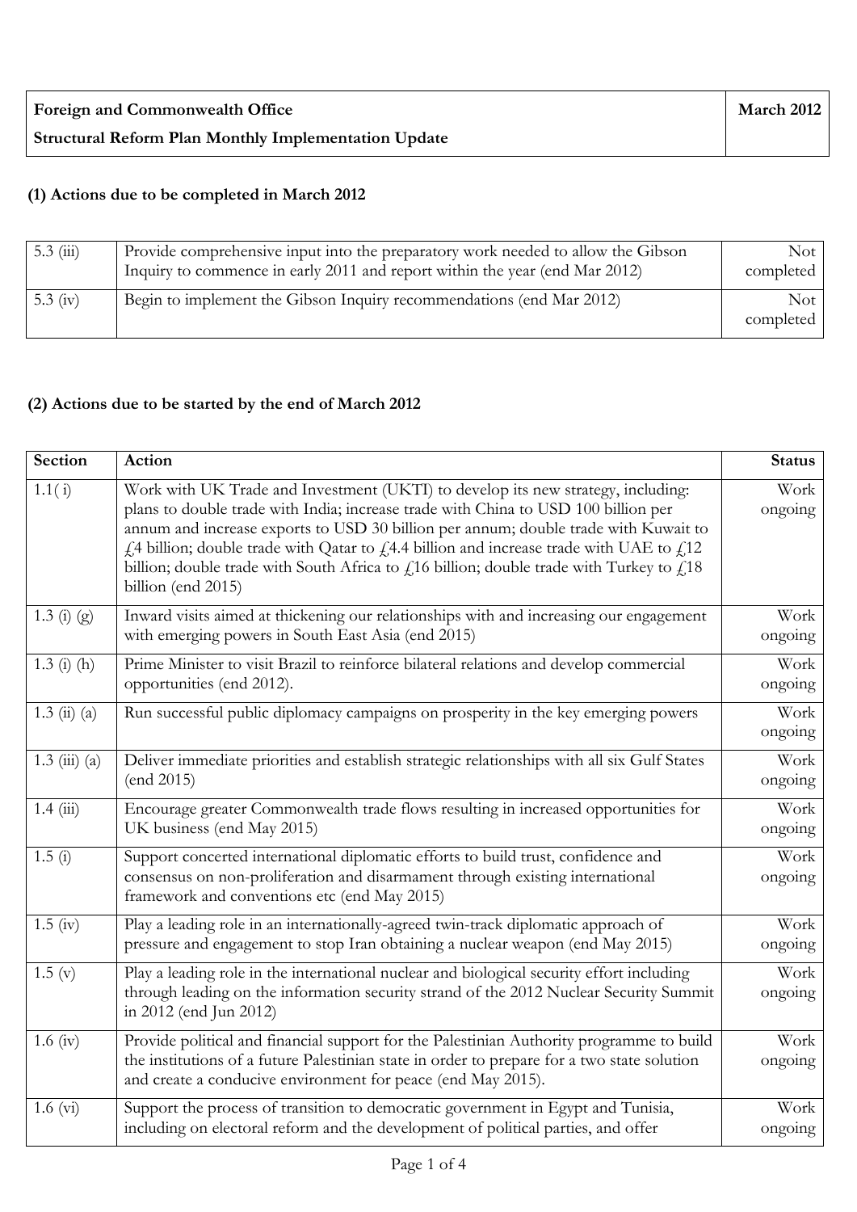| **Foreign and Commonwealth Office** | **March 2012** |
|---|---|
| **Structural Reform Plan Monthly Implementation Update** | |

**(1) Actions due to be completed in March 2012**

| | | |
|---|---|---|
| 5.3 (iii) | Provide comprehensive input into the preparatory work needed to allow the Gibson Inquiry to commence in early 2011 and report within the year (end Mar 2012) | Not completed |
| 5.3 (iv) | Begin to implement the Gibson Inquiry recommendations (end Mar 2012) | Not completed |

**(2) Actions due to be started by the end of March 2012**

| **Section** | **Action** | **Status** |
|---|---|---|
| 1.1( i) | Work with UK Trade and Investment (UKTI) to develop its new strategy, including: plans to double trade with India; increase trade with China to USD 100 billion per annum and increase exports to USD 30 billion per annum; double trade with Kuwait to £4 billion; double trade with Qatar to £4.4 billion and increase trade with UAE to £12 billion; double trade with South Africa to £16 billion; double trade with Turkey to £18 billion (end 2015) | Work ongoing |
| 1.3 (i) (g) | Inward visits aimed at thickening our relationships with and increasing our engagement with emerging powers in South East Asia (end 2015) | Work ongoing |
| 1.3 (i) (h) | Prime Minister to visit Brazil to reinforce bilateral relations and develop commercial opportunities (end 2012). | Work ongoing |
| 1.3 (ii) (a) | Run successful public diplomacy campaigns on prosperity in the key emerging powers | Work ongoing |
| 1.3 (iii) (a) | Deliver immediate priorities and establish strategic relationships with all six Gulf States (end 2015) | Work ongoing |
| 1.4 (iii) | Encourage greater Commonwealth trade flows resulting in increased opportunities for UK business (end May 2015) | Work ongoing |
| 1.5 (i) | Support concerted international diplomatic efforts to build trust, confidence and consensus on non-proliferation and disarmament through existing international framework and conventions etc (end May 2015) | Work ongoing |
| 1.5 (iv) | Play a leading role in an internationally-agreed twin-track diplomatic approach of pressure and engagement to stop Iran obtaining a nuclear weapon (end May 2015) | Work ongoing |
| 1.5 (v) | Play a leading role in the international nuclear and biological security effort including through leading on the information security strand of the 2012 Nuclear Security Summit in 2012 (end Jun 2012) | Work ongoing |
| 1.6 (iv) | Provide political and financial support for the Palestinian Authority programme to build the institutions of a future Palestinian state in order to prepare for a two state solution and create a conducive environment for peace (end May 2015). | Work ongoing |
| 1.6 (vi) | Support the process of transition to democratic government in Egypt and Tunisia, including on electoral reform and the development of political parties, and offer | Work ongoing |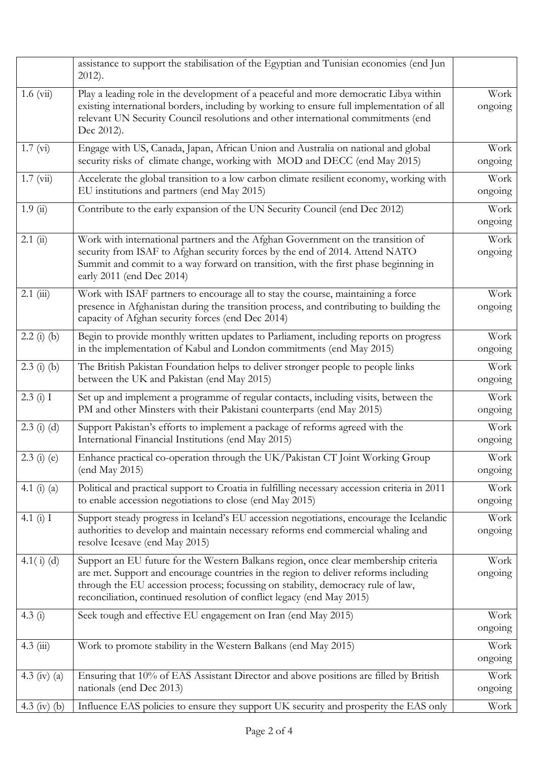| | | |
|---|---|---|
| | assistance to support the stabilisation of the Egyptian and Tunisian economies (end Jun 2012). | |
| 1.6 (vii) | Play a leading role in the development of a peaceful and more democratic Libya within existing international borders, including by working to ensure full implementation of all relevant UN Security Council resolutions and other international commitments (end Dec 2012). | Work ongoing |
| 1.7 (vi) | Engage with US, Canada, Japan, African Union and Australia on national and global security risks of climate change, working with MOD and DECC (end May 2015) | Work ongoing |
| 1.7 (vii) | Accelerate the global transition to a low carbon climate resilient economy, working with EU institutions and partners (end May 2015) | Work ongoing |
| 1.9 (ii) | Contribute to the early expansion of the UN Security Council (end Dec 2012) | Work ongoing |
| 2.1 (ii) | Work with international partners and the Afghan Government on the transition of security from ISAF to Afghan security forces by the end of 2014. Attend NATO Summit and commit to a way forward on transition, with the first phase beginning in early 2011 (end Dec 2014) | Work ongoing |
| 2.1 (iii) | Work with ISAF partners to encourage all to stay the course, maintaining a force presence in Afghanistan during the transition process, and contributing to building the capacity of Afghan security forces (end Dec 2014) | Work ongoing |
| 2.2 (i) (b) | Begin to provide monthly written updates to Parliament, including reports on progress in the implementation of Kabul and London commitments (end May 2015) | Work ongoing |
| 2.3 (i) (b) | The British Pakistan Foundation helps to deliver stronger people to people links between the UK and Pakistan (end May 2015) | Work ongoing |
| 2.3 (i) I | Set up and implement a programme of regular contacts, including visits, between the PM and other Minsters with their Pakistani counterparts (end May 2015) | Work ongoing |
| 2.3 (i) (d) | Support Pakistan's efforts to implement a package of reforms agreed with the International Financial Institutions (end May 2015) | Work ongoing |
| 2.3 (i) (e) | Enhance practical co-operation through the UK/Pakistan CT Joint Working Group (end May 2015) | Work ongoing |
| 4.1 (i) (a) | Political and practical support to Croatia in fulfilling necessary accession criteria in 2011 to enable accession negotiations to close (end May 2015) | Work ongoing |
| 4.1 (i) I | Support steady progress in Iceland's EU accession negotiations, encourage the Icelandic authorities to develop and maintain necessary reforms end commercial whaling and resolve Icesave (end May 2015) | Work ongoing |
| 4.1( i) (d) | Support an EU future for the Western Balkans region, once clear membership criteria are met. Support and encourage countries in the region to deliver reforms including through the EU accession process; focussing on stability, democracy rule of law, reconciliation, continued resolution of conflict legacy (end May 2015) | Work ongoing |
| 4.3 (i) | Seek tough and effective EU engagement on Iran (end May 2015) | Work ongoing |
| 4.3 (iii) | Work to promote stability in the Western Balkans (end May 2015) | Work ongoing |
| 4.3 (iv) (a) | Ensuring that 10% of EAS Assistant Director and above positions are filled by British nationals (end Dec 2013) | Work ongoing |
| 4.3 (iv) (b) | Influence EAS policies to ensure they support UK security and prosperity the EAS only | Work |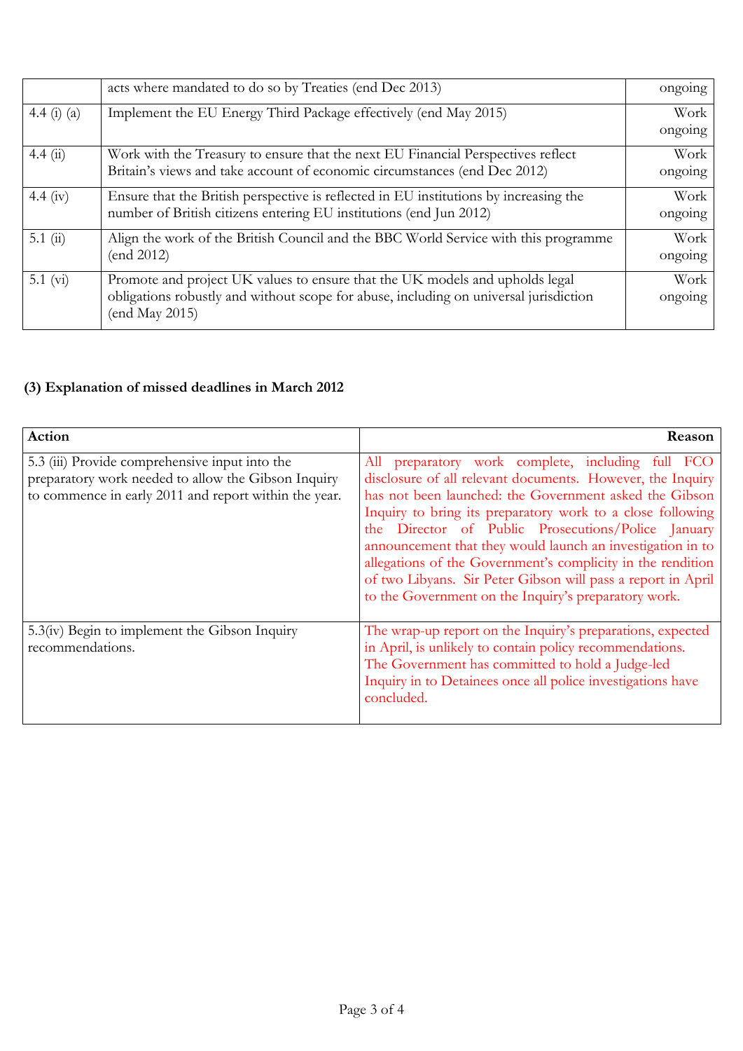|  | acts where mandated to do so by Treaties (end Dec 2013) | ongoing |
|---|---|---|
| 4.4 (i) (a) | Implement the EU Energy Third Package effectively (end May 2015) | Work ongoing |
| 4.4 (ii) | Work with the Treasury to ensure that the next EU Financial Perspectives reflect Britain's views and take account of economic circumstances (end Dec 2012) | Work ongoing |
| 4.4 (iv) | Ensure that the British perspective is reflected in EU institutions by increasing the number of British citizens entering EU institutions (end Jun 2012) | Work ongoing |
| 5.1 (ii) | Align the work of the British Council and the BBC World Service with this programme (end 2012) | Work ongoing |
| 5.1 (vi) | Promote and project UK values to ensure that the UK models and upholds legal obligations robustly and without scope for abuse, including on universal jurisdiction (end May 2015) | Work ongoing |

**(3) Explanation of missed deadlines in March 2012**

| Action | Reason |
|---|---|
| 5.3 (iii) Provide comprehensive input into the preparatory work needed to allow the Gibson Inquiry to commence in early 2011 and report within the year. | All preparatory work complete, including full FCO disclosure of all relevant documents. However, the Inquiry has not been launched: the Government asked the Gibson Inquiry to bring its preparatory work to a close following the Director of Public Prosecutions/Police January announcement that they would launch an investigation in to allegations of the Government's complicity in the rendition of two Libyans. Sir Peter Gibson will pass a report in April to the Government on the Inquiry's preparatory work. |
| 5.3(iv) Begin to implement the Gibson Inquiry recommendations. | The wrap-up report on the Inquiry's preparations, expected in April, is unlikely to contain policy recommendations. The Government has committed to hold a Judge-led Inquiry in to Detainees once all police investigations have concluded. |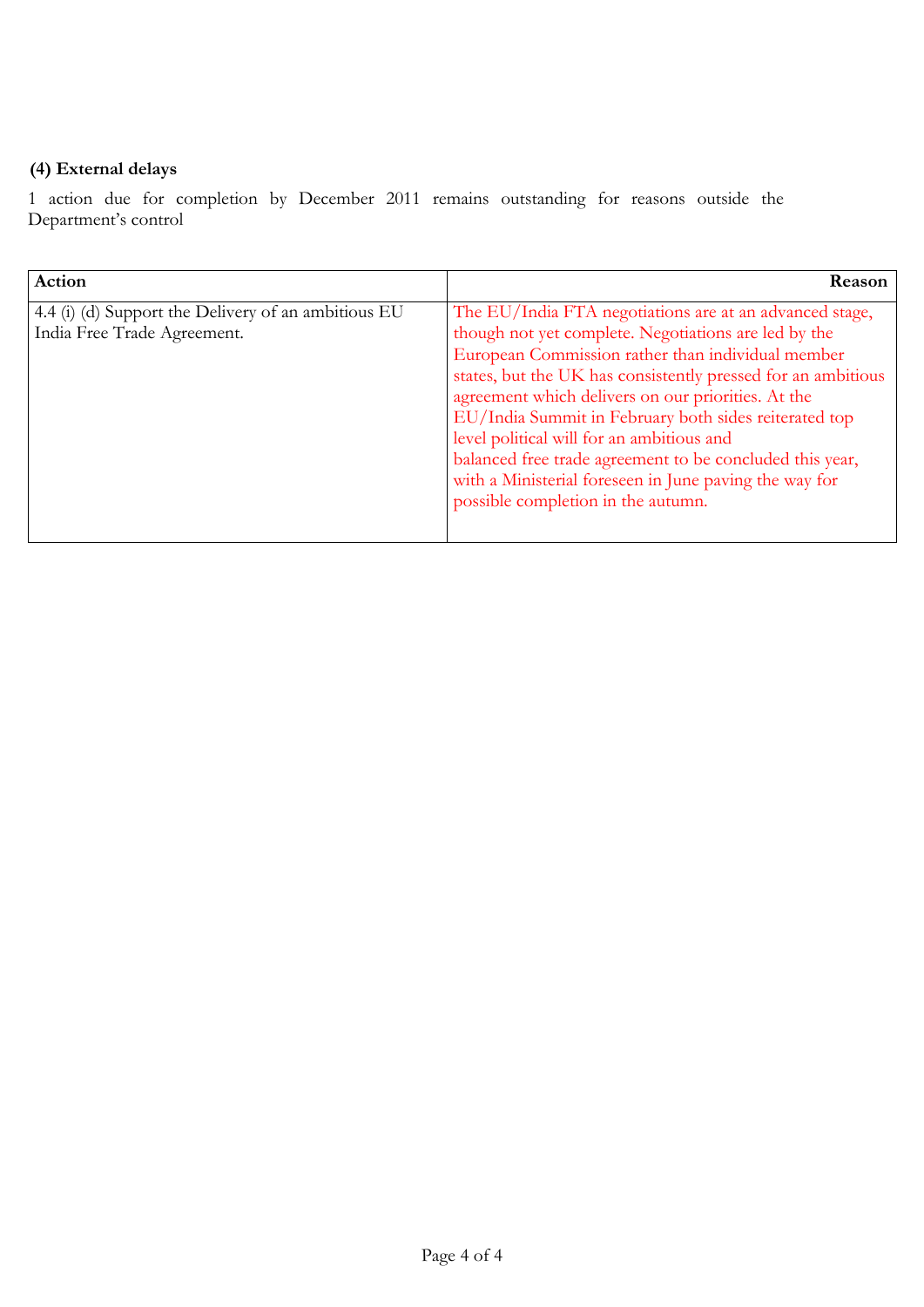**(4) External delays**

1 action due for completion by December 2011 remains outstanding for reasons outside the Department's control

| Action | Reason |
|---|---|
| 4.4 (i) (d) Support the Delivery of an ambitious EU India Free Trade Agreement. | The EU/India FTA negotiations are at an advanced stage, though not yet complete. Negotiations are led by the European Commission rather than individual member states, but the UK has consistently pressed for an ambitious agreement which delivers on our priorities. At the EU/India Summit in February both sides reiterated top level political will for an ambitious and balanced free trade agreement to be concluded this year, with a Ministerial foreseen in June paving the way for possible completion in the autumn. |